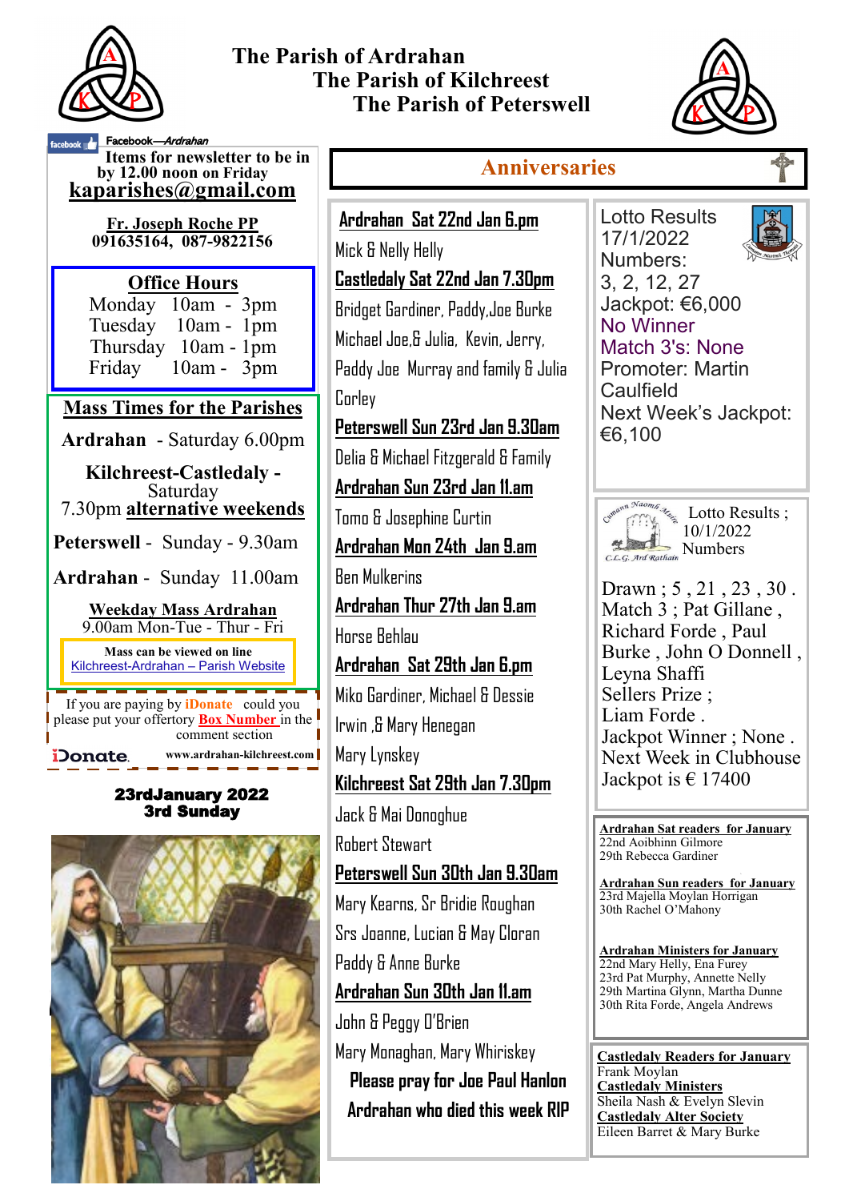# The Parish of Ardrahan
# The Parish of Kilchreest
# The Parish of Peterswell

Facebook—*Ardrahan*

**Items for newsletter to be in by 12.00 noon on Friday**
**kaparishes@gmail.com**

**Fr. Joseph Roche PP**
**091635164, 087-9822156**

## Office Hours

Monday 10am - 3pm
Tuesday 10am - 1pm
Thursday 10am - 1pm
Friday 10am - 3pm

## Mass Times for the Parishes

**Ardrahan** - Saturday 6.00pm

**Kilchreest-Castledaly** - Saturday 7.30pm **alternative weekends**

**Peterswell** - Sunday - 9.30am

**Ardrahan** - Sunday 11.00am

**Weekday Mass Ardrahan**
9.00am Mon-Tue - Thur - Fri

**Mass can be viewed on line**
Kilchreest-Ardrahan – Parish Website

If you are paying by **iDonate** could you please put your offertory **Box Number** in the comment section

iDonate www.ardrahan-kilchreest.com

**23rdJanuary 2022**
**3rd Sunday**

## Anniversaries

**Ardrahan Sat 22nd Jan 6.pm**
Mick & Nelly Helly

**Castledaly Sat 22nd Jan 7.30pm**
Bridget Gardiner, Paddy,Joe Burke Michael Joe,& Julia, Kevin, Jerry, Paddy Joe Murray and family & Julia Corley

**Peterswell Sun 23rd Jan 9.30am**
Delia & Michael Fitzgerald & Family

**Ardrahan Sun 23rd Jan 11.am**
Tomo & Josephine Curtin

**Ardrahan Mon 24th Jan 9.am**
Ben Mulkerins

**Ardrahan Thur 27th Jan 9.am**
Horse Behlau

**Ardrahan Sat 29th Jan 6.pm**
Miko Gardiner, Michael & Dessie Irwin ,& Mary Henegan
Mary Lynskey

**Kilchreest Sat 29th Jan 7.30pm**
Jack & Mai Donoghue
Robert Stewart

**Peterswell Sun 30th Jan 9.30am**
Mary Kearns, Sr Bridie Roughan
Srs Joanne, Lucian & May Cloran
Paddy & Anne Burke

**Ardrahan Sun 30th Jan 11.am**
John & Peggy O'Brien
Mary Monaghan, Mary Whiriskey

**Please pray for Joe Paul Hanlon Ardrahan who died this week RIP**

Lotto Results 17/1/2022
Numbers:
3, 2, 12, 27
Jackpot: €6,000
No Winner
Match 3's: None
Promoter: Martin Caulfield
Next Week's Jackpot: €6,100

Lotto Results ; 10/1/2022
Numbers

Drawn ; 5 , 21 , 23 , 30 .
Match 3 ; Pat Gillane , Richard Forde , Paul Burke , John O Donnell , Leyna Shaffi
Sellers Prize ; Liam Forde .
Jackpot Winner ; None .
Next Week in Clubhouse Jackpot is € 17400

**Ardrahan Sat readers for January**
22nd Aoibhinn Gilmore
29th Rebecca Gardiner

**Ardrahan Sun readers for January**
23rd Majella Moylan Horrigan
30th Rachel O'Mahony

**Ardrahan Ministers for January**
22nd Mary Helly, Ena Furey
23rd Pat Murphy, Annette Nelly
29th Martina Glynn, Martha Dunne
30th Rita Forde, Angela Andrews

**Castledaly Readers for January**
Frank Moylan
**Castledaly Ministers**
Sheila Nash & Evelyn Slevin
**Castledaly Alter Society**
Eileen Barret & Mary Burke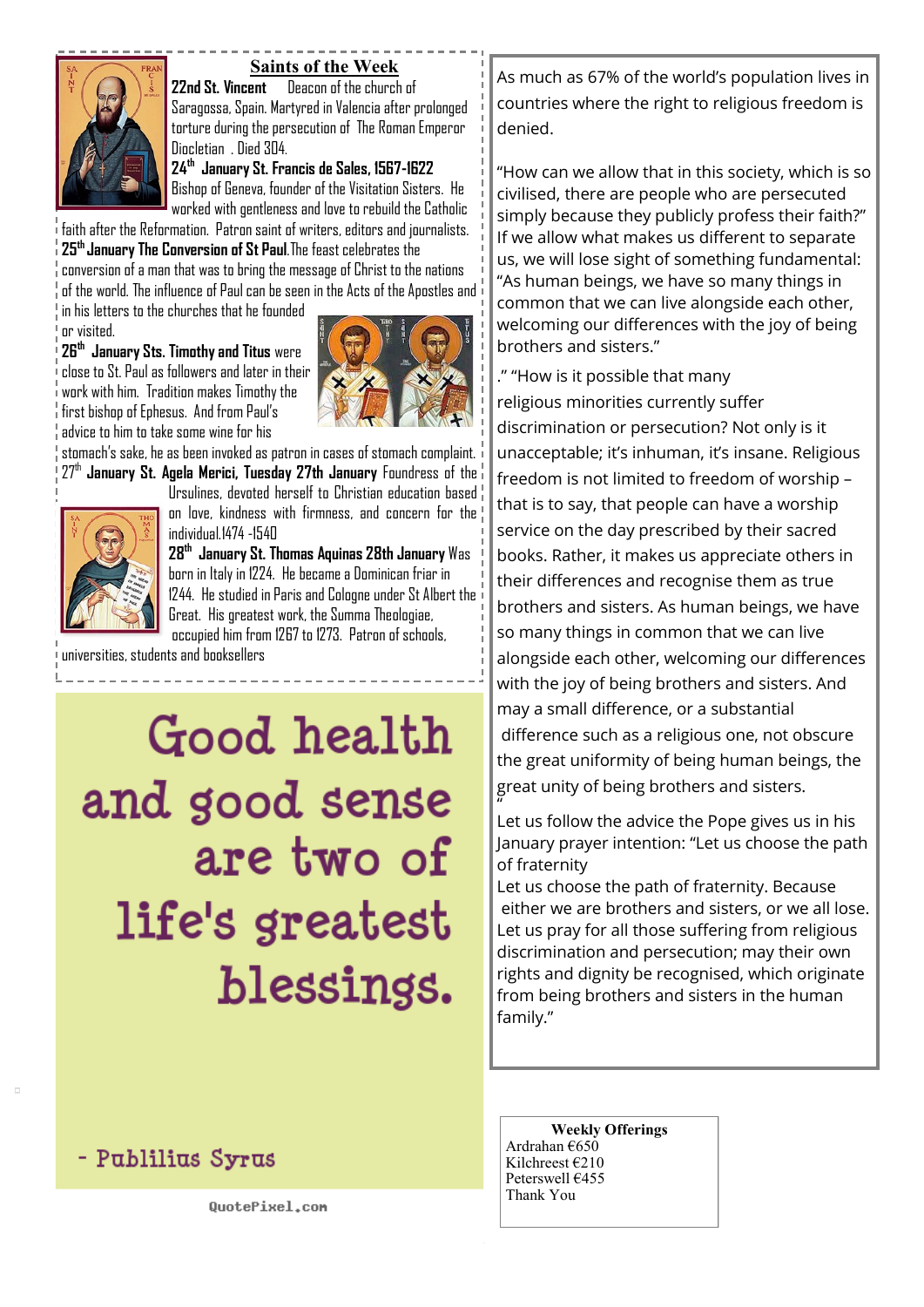## Saints of the Week

**22nd St. Vincent** Deacon of the church of Saragossa, Spain. Martyred in Valencia after prolonged torture during the persecution of The Roman Emperor Diocletian . Died 304.

**24th January St. Francis de Sales, 1567-1622** Bishop of Geneva, founder of the Visitation Sisters. He worked with gentleness and love to rebuild the Catholic faith after the Reformation. Patron saint of writers, editors and journalists.

**25th January The Conversion of St Paul.** The feast celebrates the conversion of a man that was to bring the message of Christ to the nations of the world. The influence of Paul can be seen in the Acts of the Apostles and in his letters to the churches that he founded or visited.

**26th January Sts. Timothy and Titus** were close to St. Paul as followers and later in their work with him. Tradition makes Timothy the first bishop of Ephesus. And from Paul's advice to him to take some wine for his stomach's sake, he as been invoked as patron in cases of stomach complaint.

27th **January St. Agela Merici, Tuesday 27th January** Foundress of the Ursulines, devoted herself to Christian education based on love, kindness with firmness, and concern for the individual.1474 -1540

**28th January St. Thomas Aquinas 28th January** Was born in Italy in 1224. He became a Dominican friar in 1244. He studied in Paris and Cologne under St Albert the Great. His greatest work, the Summa Theologiae, occupied him from 1267 to 1273. Patron of schools, universities, students and booksellers

Good health and good sense are two of life's greatest blessings.

- Publilius Syrus

QuotePixel.com

As much as 67% of the world's population lives in countries where the right to religious freedom is denied.

"How can we allow that in this society, which is so civilised, there are people who are persecuted simply because they publicly profess their faith?" If we allow what makes us different to separate us, we will lose sight of something fundamental: "As human beings, we have so many things in common that we can live alongside each other, welcoming our differences with the joy of being brothers and sisters."

." "How is it possible that many religious minorities currently suffer discrimination or persecution? Not only is it unacceptable; it's inhuman, it's insane. Religious freedom is not limited to freedom of worship – that is to say, that people can have a worship service on the day prescribed by their sacred books. Rather, it makes us appreciate others in their differences and recognise them as true brothers and sisters. As human beings, we have so many things in common that we can live alongside each other, welcoming our differences with the joy of being brothers and sisters. And may a small difference, or a substantial difference such as a religious one, not obscure the great uniformity of being human beings, the great unity of being brothers and sisters.
"

Let us follow the advice the Pope gives us in his January prayer intention: "Let us choose the path of fraternity
Let us choose the path of fraternity. Because either we are brothers and sisters, or we all lose. Let us pray for all those suffering from religious discrimination and persecution; may their own rights and dignity be recognised, which originate from being brothers and sisters in the human family."

**Weekly Offerings**
Ardrahan €650
Kilchreest €210
Peterswell €455
Thank You